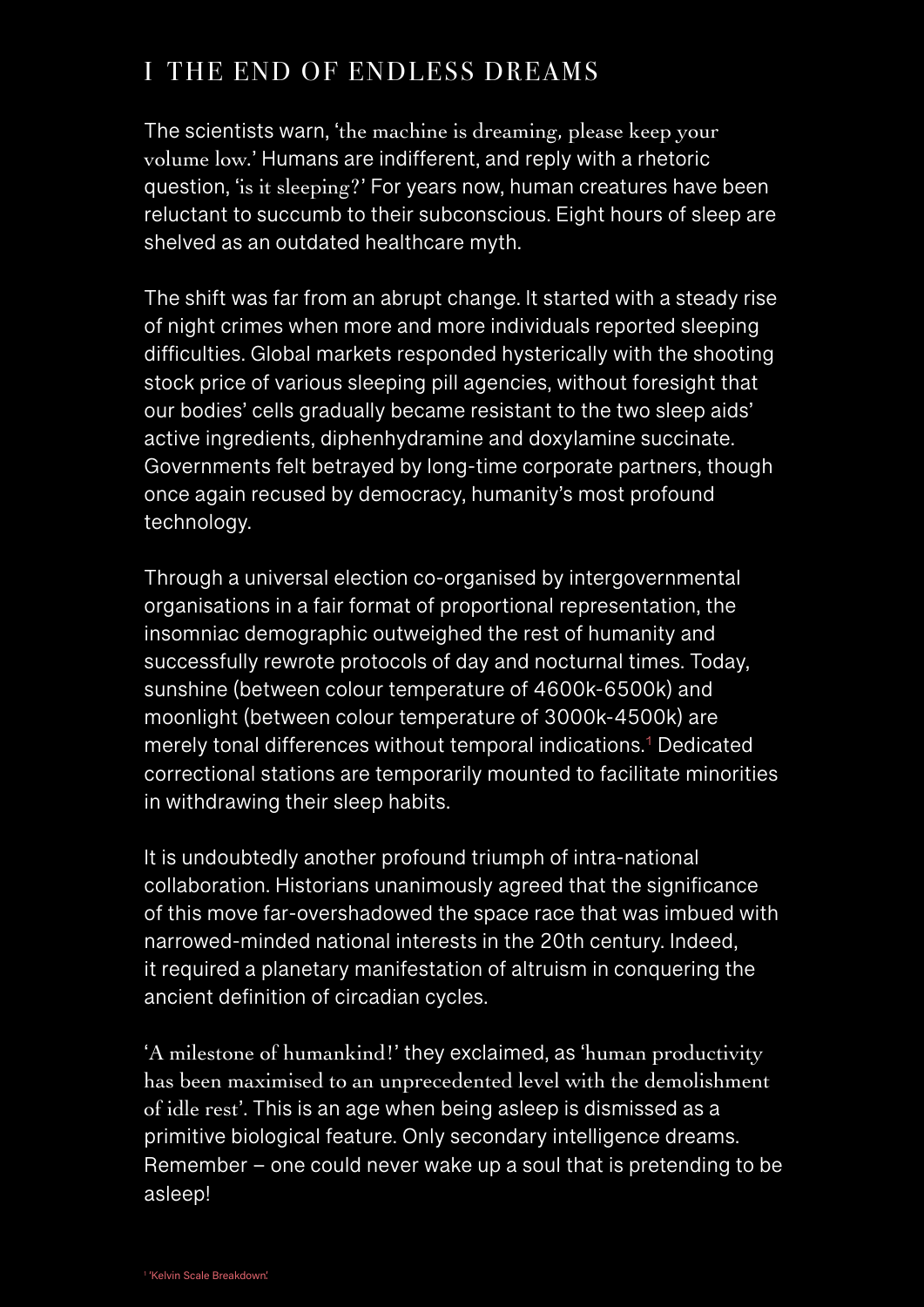# I THE END OF ENDLESS DREAMS

The scientists warn, 'the machine is dreaming, please keep your volume low.' Humans are indifferent, and reply with a rhetoric question, 'is it sleeping?' For years now, human creatures have been reluctant to succumb to their subconscious. Eight hours of sleep are shelved as an outdated healthcare myth.

The shift was far from an abrupt change. It started with a steady rise of night crimes when more and more individuals reported sleeping difficulties. Global markets responded hysterically with the shooting stock price of various sleeping pill agencies, without foresight that our bodies' cells gradually became resistant to the two sleep aids' active ingredients, diphenhydramine and doxylamine succinate. Governments felt betrayed by long-time corporate partners, though once again recused by democracy, humanity's most profound technology.

Through a universal election co-organised by intergovernmental organisations in a fair format of proportional representation, the insomniac demographic outweighed the rest of humanity and successfully rewrote protocols of day and nocturnal times. Today, sunshine (between colour temperature of 4600k-6500k) and moonlight (between colour temperature of 3000k-4500k) are merely tonal differences without temporal indications.[1] Dedicated correctional stations are temporarily mounted to facilitate minorities in withdrawing their sleep habits.

It is undoubtedly another profound triumph of intra-national collaboration. Historians unanimously agreed that the significance of this move far-overshadowed the space race that was imbued with narrowed-minded national interests in the 20th century. Indeed, it required a planetary manifestation of altruism in conquering the ancient definition of circadian cycles.

'A milestone of humankind!' they exclaimed, as 'human productivity has been maximised to an unprecedented level with the demolishment of idle rest'. This is an age when being asleep is dismissed as a primitive biological feature. Only secondary intelligence dreams. Remember – one could never wake up a soul that is pretending to be asleep!

[1] 'Kelvin Scale Breakdown'.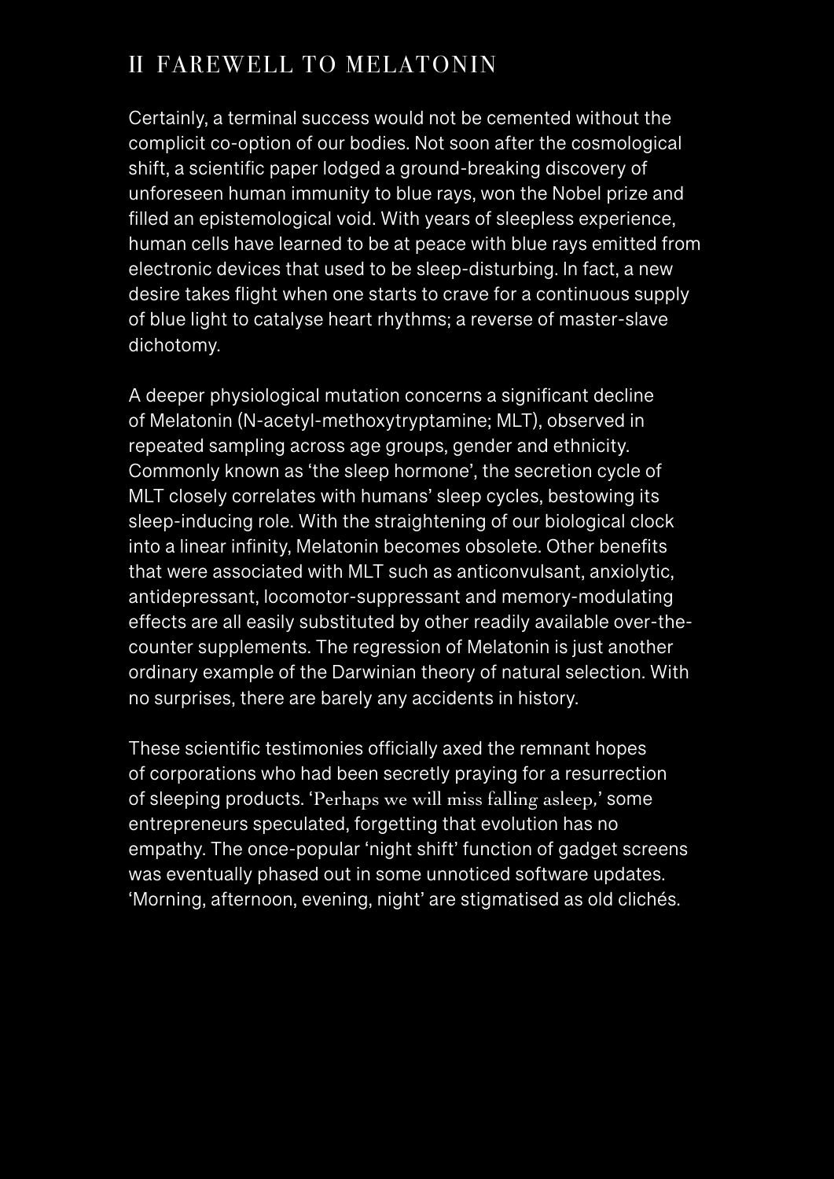## II FAREWELL TO MELATONIN

Certainly, a terminal success would not be cemented without the complicit co-option of our bodies. Not soon after the cosmological shift, a scientific paper lodged a ground-breaking discovery of unforeseen human immunity to blue rays, won the Nobel prize and filled an epistemological void. With years of sleepless experience, human cells have learned to be at peace with blue rays emitted from electronic devices that used to be sleep-disturbing. In fact, a new desire takes flight when one starts to crave for a continuous supply of blue light to catalyse heart rhythms; a reverse of master-slave dichotomy.

A deeper physiological mutation concerns a significant decline of Melatonin (N-acetyl-methoxytryptamine; MLT), observed in repeated sampling across age groups, gender and ethnicity. Commonly known as 'the sleep hormone', the secretion cycle of MLT closely correlates with humans' sleep cycles, bestowing its sleep-inducing role. With the straightening of our biological clock into a linear infinity, Melatonin becomes obsolete. Other benefits that were associated with MLT such as anticonvulsant, anxiolytic, antidepressant, locomotor-suppressant and memory-modulating effects are all easily substituted by other readily available over-the-counter supplements. The regression of Melatonin is just another ordinary example of the Darwinian theory of natural selection. With no surprises, there are barely any accidents in history.

These scientific testimonies officially axed the remnant hopes of corporations who had been secretly praying for a resurrection of sleeping products. 'Perhaps we will miss falling asleep,' some entrepreneurs speculated, forgetting that evolution has no empathy. The once-popular 'night shift' function of gadget screens was eventually phased out in some unnoticed software updates. 'Morning, afternoon, evening, night' are stigmatised as old clichés.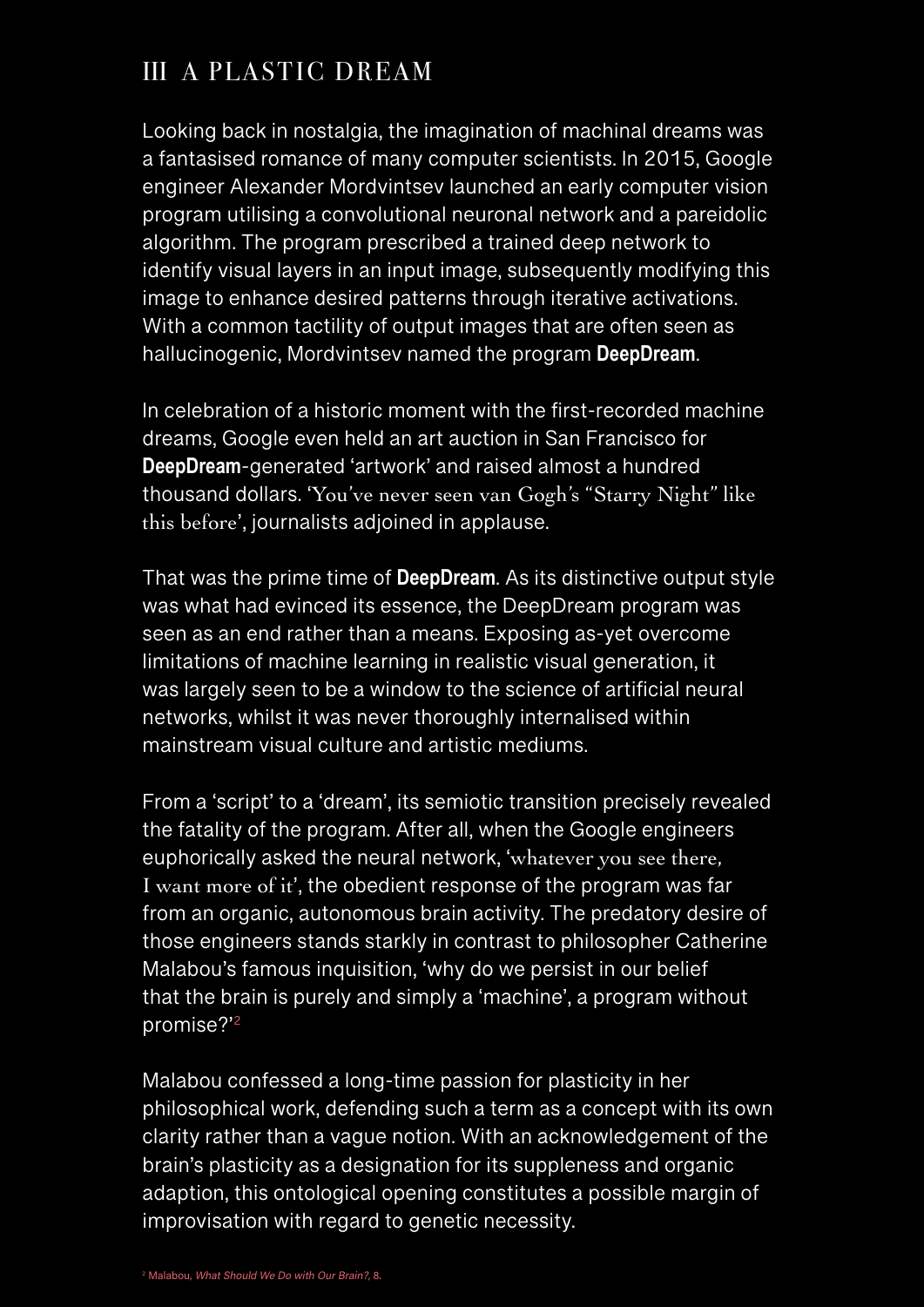## III A PLASTIC DREAM

Looking back in nostalgia, the imagination of machinal dreams was a fantasised romance of many computer scientists. In 2015, Google engineer Alexander Mordvintsev launched an early computer vision program utilising a convolutional neuronal network and a pareidolic algorithm. The program prescribed a trained deep network to identify visual layers in an input image, subsequently modifying this image to enhance desired patterns through iterative activations. With a common tactility of output images that are often seen as hallucinogenic, Mordvintsev named the program **DeepDream**.

In celebration of a historic moment with the first-recorded machine dreams, Google even held an art auction in San Francisco for **DeepDream**-generated 'artwork' and raised almost a hundred thousand dollars. 'You've never seen van Gogh's "Starry Night" like this before', journalists adjoined in applause.

That was the prime time of **DeepDream**. As its distinctive output style was what had evinced its essence, the DeepDream program was seen as an end rather than a means. Exposing as-yet overcome limitations of machine learning in realistic visual generation, it was largely seen to be a window to the science of artificial neural networks, whilst it was never thoroughly internalised within mainstream visual culture and artistic mediums.

From a 'script' to a 'dream', its semiotic transition precisely revealed the fatality of the program. After all, when the Google engineers euphorically asked the neural network, 'whatever you see there, I want more of it', the obedient response of the program was far from an organic, autonomous brain activity. The predatory desire of those engineers stands starkly in contrast to philosopher Catherine Malabou's famous inquisition, 'why do we persist in our belief that the brain is purely and simply a 'machine', a program without promise?'[2]

Malabou confessed a long-time passion for plasticity in her philosophical work, defending such a term as a concept with its own clarity rather than a vague notion. With an acknowledgement of the brain's plasticity as a designation for its suppleness and organic adaption, this ontological opening constitutes a possible margin of improvisation with regard to genetic necessity.

[2] Malabou, *What Should We Do with Our Brain?*, 8.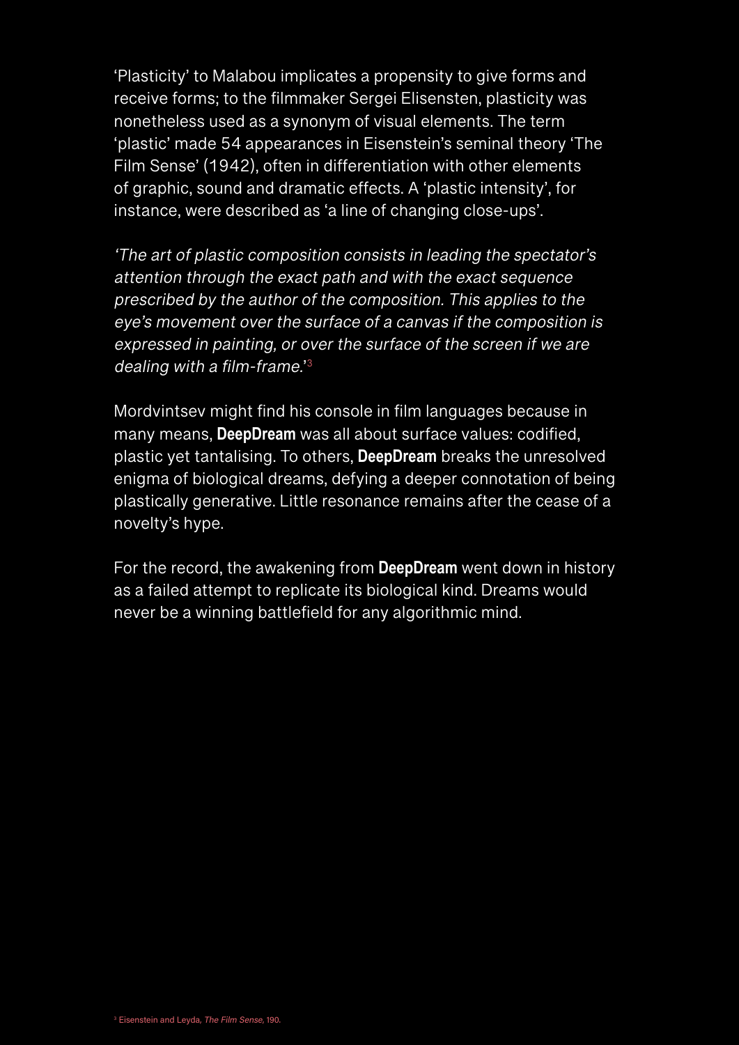'Plasticity' to Malabou implicates a propensity to give forms and receive forms; to the filmmaker Sergei Elisensten, plasticity was nonetheless used as a synonym of visual elements. The term 'plastic' made 54 appearances in Eisenstein's seminal theory 'The Film Sense' (1942), often in differentiation with other elements of graphic, sound and dramatic effects. A 'plastic intensity', for instance, were described as 'a line of changing close-ups'.

*'The art of plastic composition consists in leading the spectator's attention through the exact path and with the exact sequence prescribed by the author of the composition. This applies to the eye's movement over the surface of a canvas if the composition is expressed in painting, or over the surface of the screen if we are dealing with a film-frame.'*[3]

Mordvintsev might find his console in film languages because in many means, **DeepDream** was all about surface values: codified, plastic yet tantalising. To others, **DeepDream** breaks the unresolved enigma of biological dreams, defying a deeper connotation of being plastically generative. Little resonance remains after the cease of a novelty's hype.

For the record, the awakening from **DeepDream** went down in history as a failed attempt to replicate its biological kind. Dreams would never be a winning battlefield for any algorithmic mind.

[3] Eisenstein and Leyda, *The Film Sense,* 190.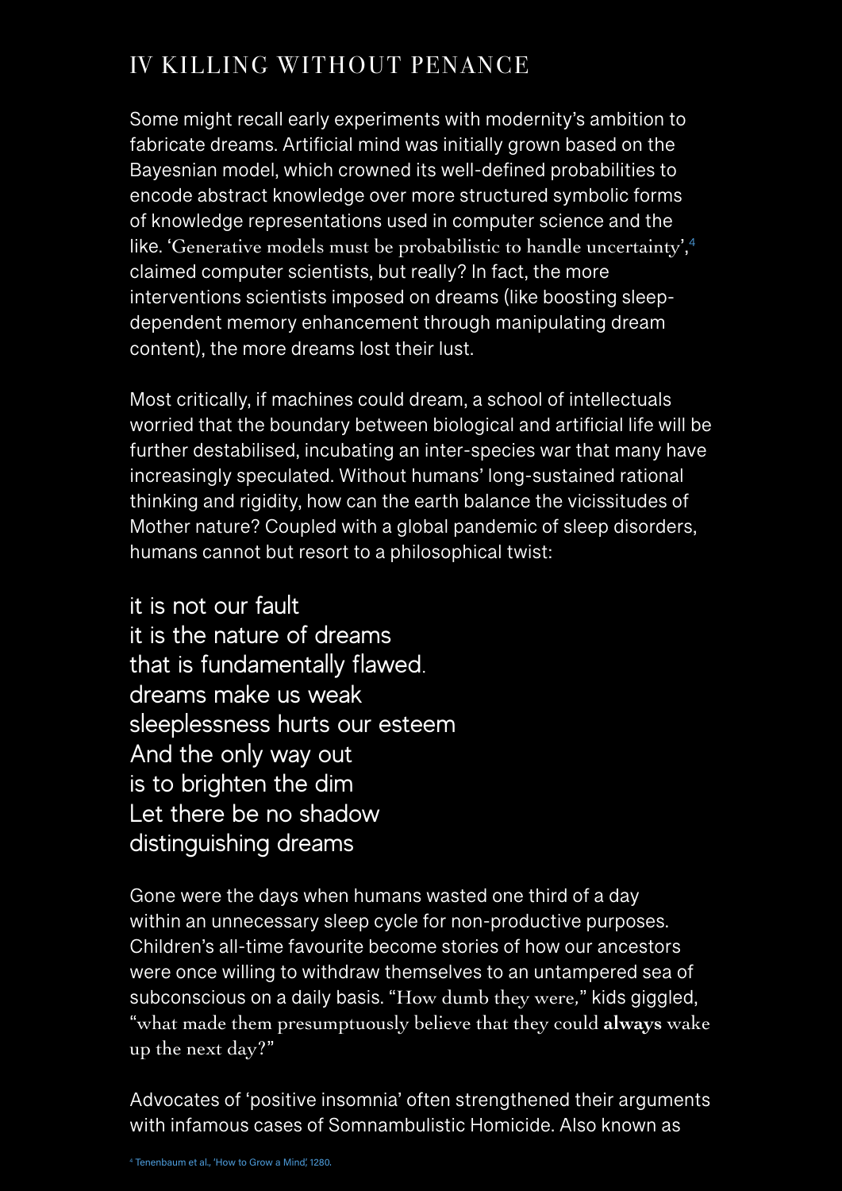## IV KILLING WITHOUT PENANCE

Some might recall early experiments with modernity's ambition to fabricate dreams. Artificial mind was initially grown based on the Bayesnian model, which crowned its well-defined probabilities to encode abstract knowledge over more structured symbolic forms of knowledge representations used in computer science and the like. 'Generative models must be probabilistic to handle uncertainty',[4] claimed computer scientists, but really? In fact, the more interventions scientists imposed on dreams (like boosting sleep-dependent memory enhancement through manipulating dream content), the more dreams lost their lust.

Most critically, if machines could dream, a school of intellectuals worried that the boundary between biological and artificial life will be further destabilised, incubating an inter-species war that many have increasingly speculated. Without humans' long-sustained rational thinking and rigidity, how can the earth balance the vicissitudes of Mother nature? Coupled with a global pandemic of sleep disorders, humans cannot but resort to a philosophical twist:

it is not our fault
it is the nature of dreams
that is fundamentally flawed.
dreams make us weak
sleeplessness hurts our esteem
And the only way out
is to brighten the dim
Let there be no shadow
distinguishing dreams

Gone were the days when humans wasted one third of a day within an unnecessary sleep cycle for non-productive purposes. Children's all-time favourite become stories of how our ancestors were once willing to withdraw themselves to an untampered sea of subconscious on a daily basis. "How dumb they were," kids giggled, "what made them presumptuously believe that they could **always** wake up the next day?"

Advocates of 'positive insomnia' often strengthened their arguments with infamous cases of Somnambulistic Homicide. Also known as

[4] Tenenbaum et al., 'How to Grow a Mind', 1280.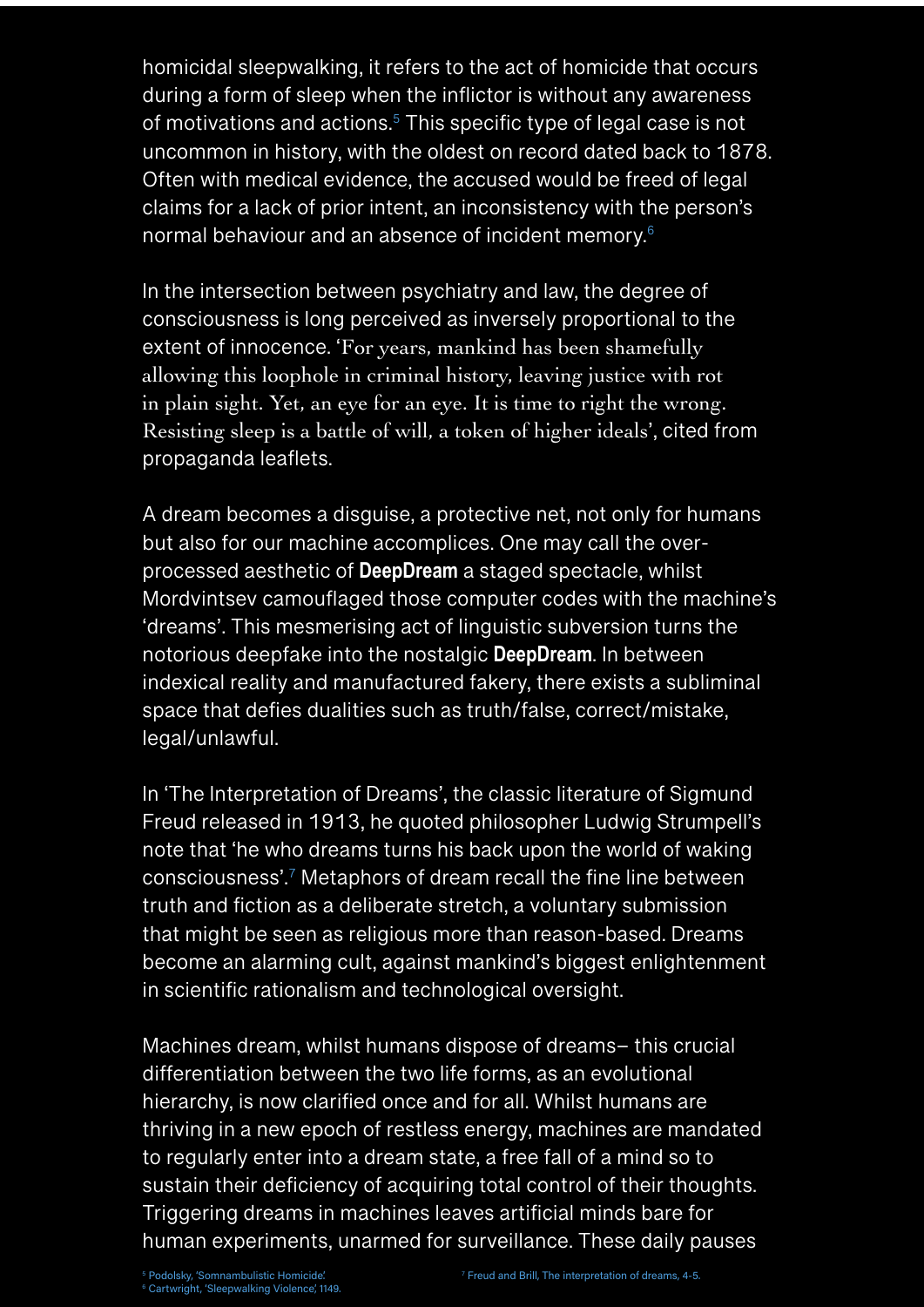homicidal sleepwalking, it refers to the act of homicide that occurs during a form of sleep when the inflictor is without any awareness of motivations and actions.[5] This specific type of legal case is not uncommon in history, with the oldest on record dated back to 1878. Often with medical evidence, the accused would be freed of legal claims for a lack of prior intent, an inconsistency with the person's normal behaviour and an absence of incident memory.[6]

In the intersection between psychiatry and law, the degree of consciousness is long perceived as inversely proportional to the extent of innocence. 'For years, mankind has been shamefully allowing this loophole in criminal history, leaving justice with rot in plain sight. Yet, an eye for an eye. It is time to right the wrong. Resisting sleep is a battle of will, a token of higher ideals', cited from propaganda leaflets.

A dream becomes a disguise, a protective net, not only for humans but also for our machine accomplices. One may call the over-processed aesthetic of **DeepDream** a staged spectacle, whilst Mordvintsev camouflaged those computer codes with the machine's 'dreams'. This mesmerising act of linguistic subversion turns the notorious deepfake into the nostalgic **DeepDream**. In between indexical reality and manufactured fakery, there exists a subliminal space that defies dualities such as truth/false, correct/mistake, legal/unlawful.

In 'The Interpretation of Dreams', the classic literature of Sigmund Freud released in 1913, he quoted philosopher Ludwig Strumpell's note that 'he who dreams turns his back upon the world of waking consciousness'.[7] Metaphors of dream recall the fine line between truth and fiction as a deliberate stretch, a voluntary submission that might be seen as religious more than reason-based. Dreams become an alarming cult, against mankind's biggest enlightenment in scientific rationalism and technological oversight.

Machines dream, whilst humans dispose of dreams– this crucial differentiation between the two life forms, as an evolutional hierarchy, is now clarified once and for all. Whilst humans are thriving in a new epoch of restless energy, machines are mandated to regularly enter into a dream state, a free fall of a mind so to sustain their deficiency of acquiring total control of their thoughts. Triggering dreams in machines leaves artificial minds bare for human experiments, unarmed for surveillance. These daily pauses

[5] Podolsky, 'Somnambulistic Homicide'.
[6] Cartwright, 'Sleepwalking Violence', 1149.
[7] Freud and Brill, The interpretation of dreams, 4-5.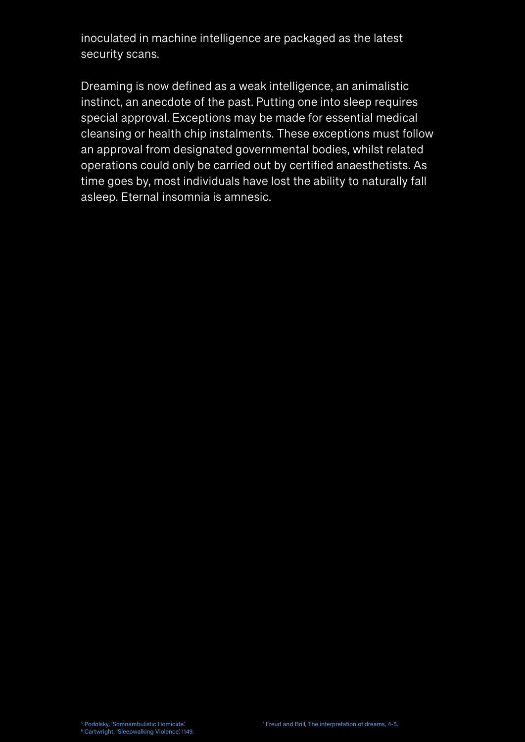inoculated in machine intelligence are packaged as the latest security scans.

Dreaming is now defined as a weak intelligence, an animalistic instinct, an anecdote of the past. Putting one into sleep requires special approval. Exceptions may be made for essential medical cleansing or health chip instalments. These exceptions must follow an approval from designated governmental bodies, whilst related operations could only be carried out by certified anaesthetists. As time goes by, most individuals have lost the ability to naturally fall asleep. Eternal insomnia is amnesic.

[5] Podolsky, 'Somnambulistic Homicide'.
[6] Cartwright, 'Sleepwalking Violence', 1149.
[7] Freud and Brill, The interpretation of dreams, 4-5.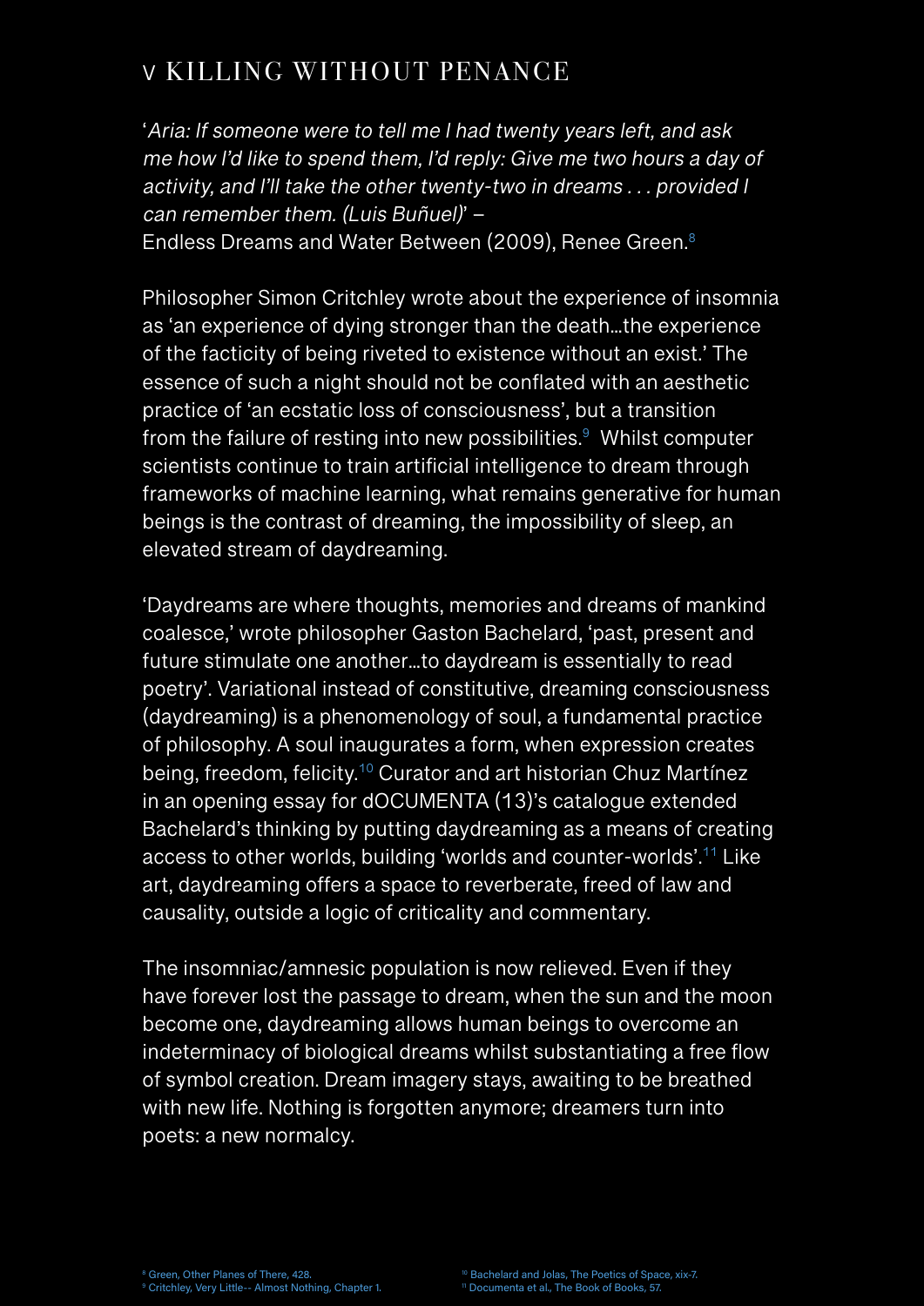## V KILLING WITHOUT PENANCE

'*Aria: If someone were to tell me I had twenty years left, and ask me how I'd like to spend them, I'd reply: Give me two hours a day of activity, and I'll take the other twenty-two in dreams . . . provided I can remember them. (Luis Buñuel)*' –
Endless Dreams and Water Between (2009), Renee Green.[8]

Philosopher Simon Critchley wrote about the experience of insomnia as 'an experience of dying stronger than the death…the experience of the facticity of being riveted to existence without an exist.' The essence of such a night should not be conflated with an aesthetic practice of 'an ecstatic loss of consciousness', but a transition from the failure of resting into new possibilities.[9] Whilst computer scientists continue to train artificial intelligence to dream through frameworks of machine learning, what remains generative for human beings is the contrast of dreaming, the impossibility of sleep, an elevated stream of daydreaming.

'Daydreams are where thoughts, memories and dreams of mankind coalesce,' wrote philosopher Gaston Bachelard, 'past, present and future stimulate one another…to daydream is essentially to read poetry'. Variational instead of constitutive, dreaming consciousness (daydreaming) is a phenomenology of soul, a fundamental practice of philosophy. A soul inaugurates a form, when expression creates being, freedom, felicity.[10] Curator and art historian Chuz Martínez in an opening essay for dOCUMENTA (13)'s catalogue extended Bachelard's thinking by putting daydreaming as a means of creating access to other worlds, building 'worlds and counter-worlds'.[11] Like art, daydreaming offers a space to reverberate, freed of law and causality, outside a logic of criticality and commentary.

The insomniac/amnesic population is now relieved. Even if they have forever lost the passage to dream, when the sun and the moon become one, daydreaming allows human beings to overcome an indeterminacy of biological dreams whilst substantiating a free flow of symbol creation. Dream imagery stays, awaiting to be breathed with new life. Nothing is forgotten anymore; dreamers turn into poets: a new normalcy.

[8] Green, Other Planes of There, 428.
[9] Critchley, Very Little-- Almost Nothing, Chapter 1.
[10] Bachelard and Jolas, The Poetics of Space, xix-7.
[11] Documenta et al., The Book of Books, 57.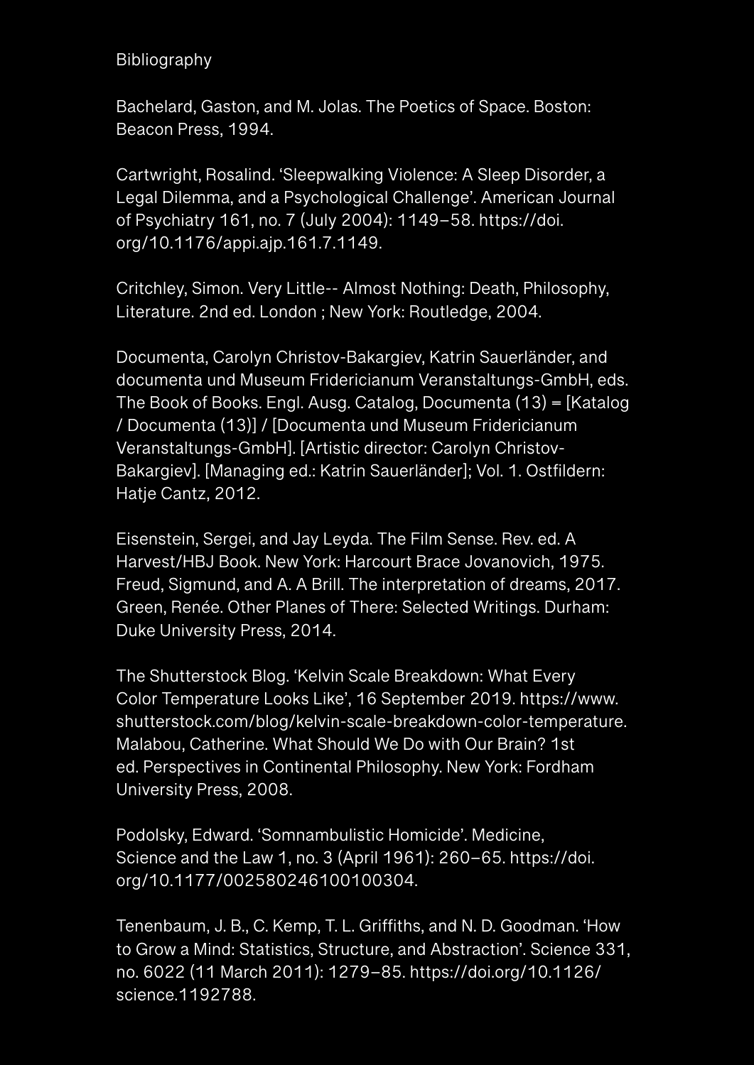# Bibliography

Bachelard, Gaston, and M. Jolas. The Poetics of Space. Boston: Beacon Press, 1994.

Cartwright, Rosalind. 'Sleepwalking Violence: A Sleep Disorder, a Legal Dilemma, and a Psychological Challenge'. American Journal of Psychiatry 161, no. 7 (July 2004): 1149–58. https://doi.org/10.1176/appi.ajp.161.7.1149.

Critchley, Simon. Very Little-- Almost Nothing: Death, Philosophy, Literature. 2nd ed. London ; New York: Routledge, 2004.

Documenta, Carolyn Christov-Bakargiev, Katrin Sauerländer, and documenta und Museum Fridericianum Veranstaltungs-GmbH, eds. The Book of Books. Engl. Ausg. Catalog, Documenta (13) = [Katalog / Documenta (13)] / [Documenta und Museum Fridericianum Veranstaltungs-GmbH]. [Artistic director: Carolyn Christov-Bakargiev]. [Managing ed.: Katrin Sauerländer]; Vol. 1. Ostfildern: Hatje Cantz, 2012.

Eisenstein, Sergei, and Jay Leyda. The Film Sense. Rev. ed. A Harvest/HBJ Book. New York: Harcourt Brace Jovanovich, 1975.
Freud, Sigmund, and A. A Brill. The interpretation of dreams, 2017.
Green, Renée. Other Planes of There: Selected Writings. Durham: Duke University Press, 2014.

The Shutterstock Blog. 'Kelvin Scale Breakdown: What Every Color Temperature Looks Like', 16 September 2019. https://www.shutterstock.com/blog/kelvin-scale-breakdown-color-temperature.
Malabou, Catherine. What Should We Do with Our Brain? 1st ed. Perspectives in Continental Philosophy. New York: Fordham University Press, 2008.

Podolsky, Edward. 'Somnambulistic Homicide'. Medicine, Science and the Law 1, no. 3 (April 1961): 260–65. https://doi.org/10.1177/002580246100100304.

Tenenbaum, J. B., C. Kemp, T. L. Griffiths, and N. D. Goodman. 'How to Grow a Mind: Statistics, Structure, and Abstraction'. Science 331, no. 6022 (11 March 2011): 1279–85. https://doi.org/10.1126/science.1192788.